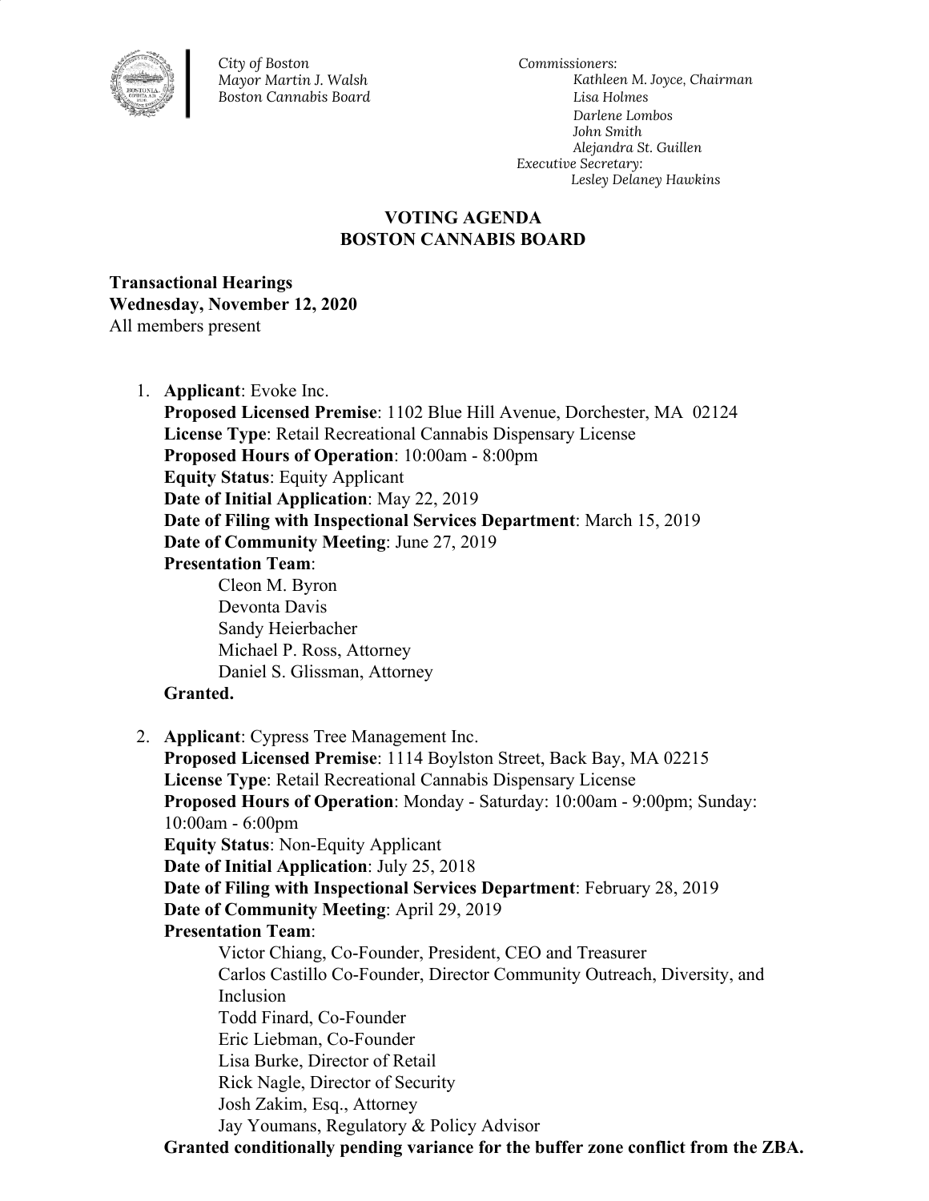City of Boston
Mayor Martin J. Walsh
Boston Cannabis Board

Commissioners:
Kathleen M. Joyce, Chairman
Lisa Holmes
Darlene Lombos
John Smith
Alejandra St. Guillen
Executive Secretary:
Lesley Delaney Hawkins

# VOTING AGENDA
# BOSTON CANNABIS BOARD

**Transactional Hearings**
**Wednesday, November 12, 2020**
All members present

1. **Applicant**: Evoke Inc.
   **Proposed Licensed Premise**: 1102 Blue Hill Avenue, Dorchester, MA 02124
   **License Type**: Retail Recreational Cannabis Dispensary License
   **Proposed Hours of Operation**: 10:00am - 8:00pm
   **Equity Status**: Equity Applicant
   **Date of Initial Application**: May 22, 2019
   **Date of Filing with Inspectional Services Department**: March 15, 2019
   **Date of Community Meeting**: June 27, 2019
   **Presentation Team**:
   - Cleon M. Byron
   - Devonta Davis
   - Sandy Heierbacher
   - Michael P. Ross, Attorney
   - Daniel S. Glissman, Attorney

   **Granted.**

2. **Applicant**: Cypress Tree Management Inc.
   **Proposed Licensed Premise**: 1114 Boylston Street, Back Bay, MA 02215
   **License Type**: Retail Recreational Cannabis Dispensary License
   **Proposed Hours of Operation**: Monday - Saturday: 10:00am - 9:00pm; Sunday: 10:00am - 6:00pm
   **Equity Status**: Non-Equity Applicant
   **Date of Initial Application**: July 25, 2018
   **Date of Filing with Inspectional Services Department**: February 28, 2019
   **Date of Community Meeting**: April 29, 2019
   **Presentation Team**:
   - Victor Chiang, Co-Founder, President, CEO and Treasurer
   - Carlos Castillo Co-Founder, Director Community Outreach, Diversity, and Inclusion
   - Todd Finard, Co-Founder
   - Eric Liebman, Co-Founder
   - Lisa Burke, Director of Retail
   - Rick Nagle, Director of Security
   - Josh Zakim, Esq., Attorney
   - Jay Youmans, Regulatory & Policy Advisor

   **Granted conditionally pending variance for the buffer zone conflict from the ZBA.**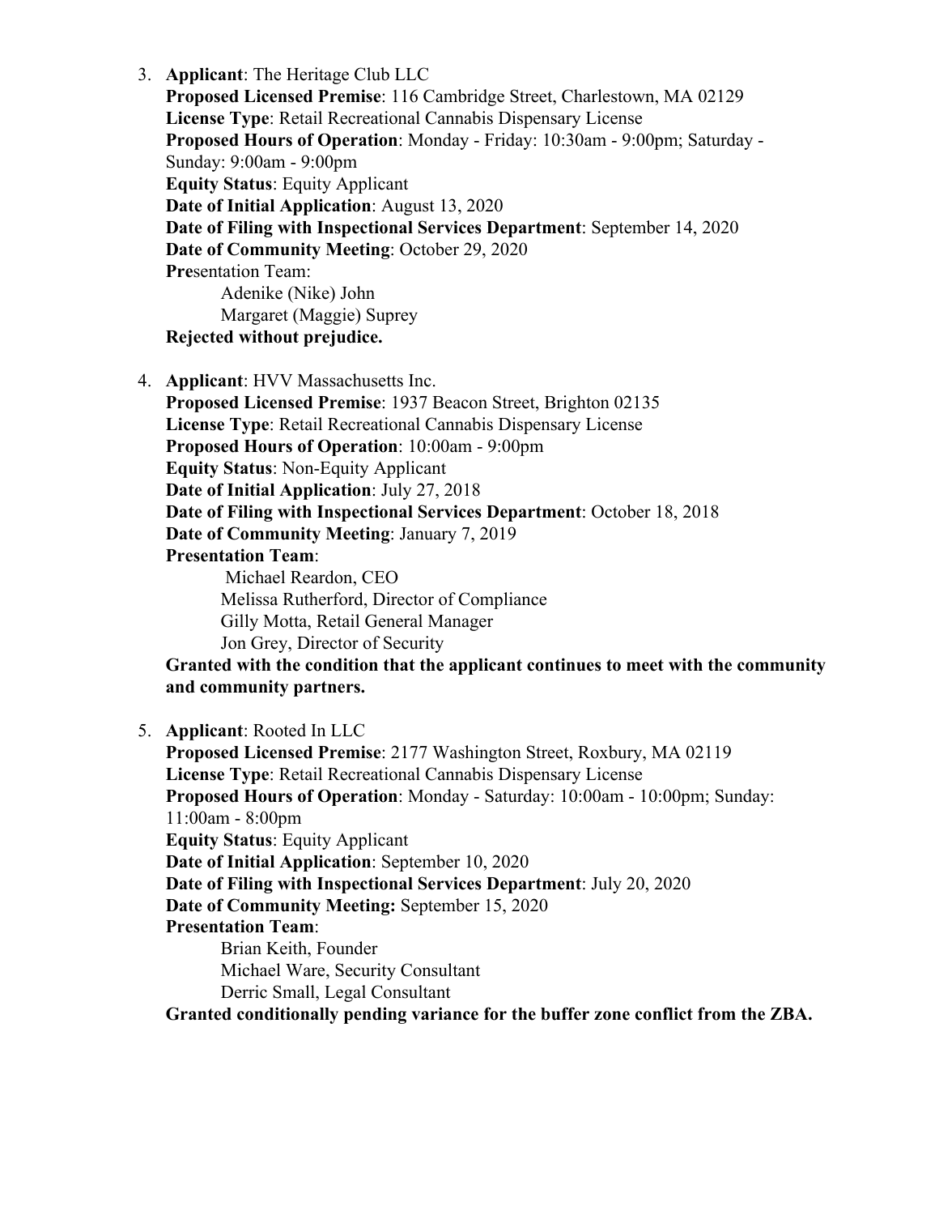3. **Applicant**: The Heritage Club LLC
   **Proposed Licensed Premise**: 116 Cambridge Street, Charlestown, MA 02129
   **License Type**: Retail Recreational Cannabis Dispensary License
   **Proposed Hours of Operation**: Monday - Friday: 10:30am - 9:00pm; Saturday - Sunday: 9:00am - 9:00pm
   **Equity Status**: Equity Applicant
   **Date of Initial Application**: August 13, 2020
   **Date of Filing with Inspectional Services Department**: September 14, 2020
   **Date of Community Meeting**: October 29, 2020
   **Pre**sentation Team:
      Adenike (Nike) John
      Margaret (Maggie) Suprey
   **Rejected without prejudice.**

4. **Applicant**: HVV Massachusetts Inc.
   **Proposed Licensed Premise**: 1937 Beacon Street, Brighton 02135
   **License Type**: Retail Recreational Cannabis Dispensary License
   **Proposed Hours of Operation**: 10:00am - 9:00pm
   **Equity Status**: Non-Equity Applicant
   **Date of Initial Application**: July 27, 2018
   **Date of Filing with Inspectional Services Department**: October 18, 2018
   **Date of Community Meeting**: January 7, 2019
   **Presentation Team**:
      Michael Reardon, CEO
      Melissa Rutherford, Director of Compliance
      Gilly Motta, Retail General Manager
      Jon Grey, Director of Security
   **Granted with the condition that the applicant continues to meet with the community and community partners.**

5. **Applicant**: Rooted In LLC
   **Proposed Licensed Premise**: 2177 Washington Street, Roxbury, MA 02119
   **License Type**: Retail Recreational Cannabis Dispensary License
   **Proposed Hours of Operation**: Monday - Saturday: 10:00am - 10:00pm; Sunday: 11:00am - 8:00pm
   **Equity Status**: Equity Applicant
   **Date of Initial Application**: September 10, 2020
   **Date of Filing with Inspectional Services Department**: July 20, 2020
   **Date of Community Meeting:** September 15, 2020
   **Presentation Team**:
      Brian Keith, Founder
      Michael Ware, Security Consultant
      Derric Small, Legal Consultant
   **Granted conditionally pending variance for the buffer zone conflict from the ZBA.**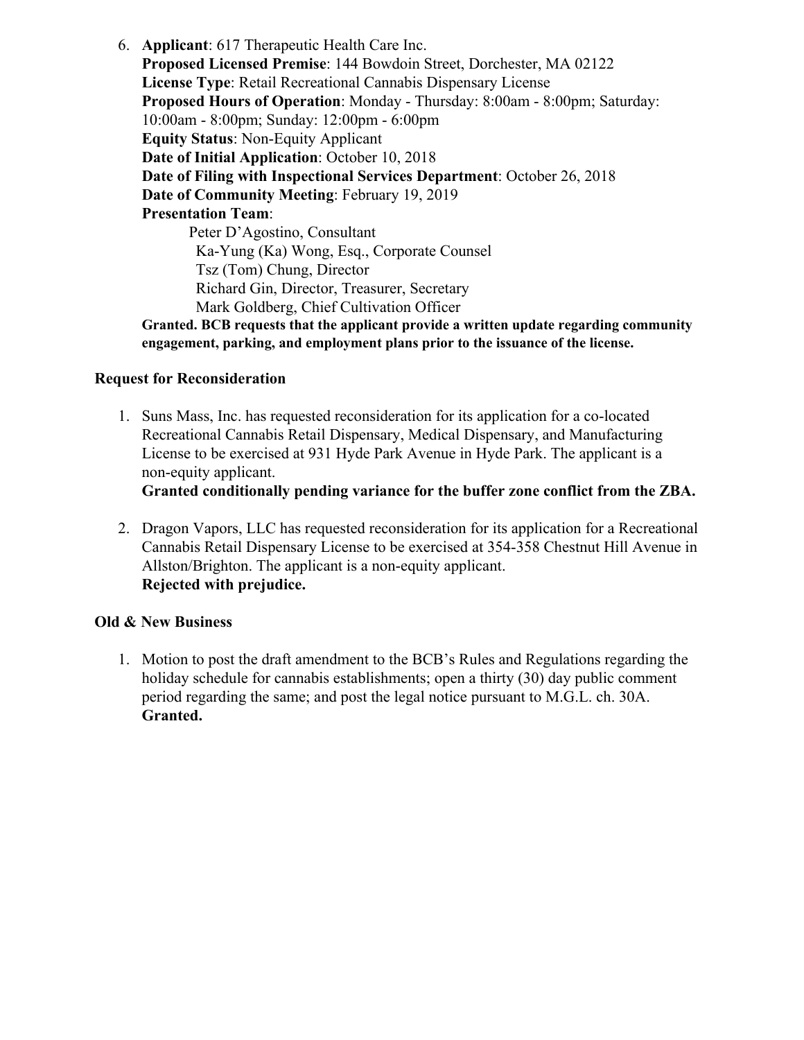6. **Applicant**: 617 Therapeutic Health Care Inc.
   **Proposed Licensed Premise**: 144 Bowdoin Street, Dorchester, MA 02122
   **License Type**: Retail Recreational Cannabis Dispensary License
   **Proposed Hours of Operation**: Monday - Thursday: 8:00am - 8:00pm; Saturday: 10:00am - 8:00pm; Sunday: 12:00pm - 6:00pm
   **Equity Status**: Non-Equity Applicant
   **Date of Initial Application**: October 10, 2018
   **Date of Filing with Inspectional Services Department**: October 26, 2018
   **Date of Community Meeting**: February 19, 2019
   **Presentation Team**:
   - Peter D'Agostino, Consultant
   - Ka-Yung (Ka) Wong, Esq., Corporate Counsel
   - Tsz (Tom) Chung, Director
   - Richard Gin, Director, Treasurer, Secretary
   - Mark Goldberg, Chief Cultivation Officer

   **Granted. BCB requests that the applicant provide a written update regarding community engagement, parking, and employment plans prior to the issuance of the license.**

**Request for Reconsideration**

1. Suns Mass, Inc. has requested reconsideration for its application for a co-located Recreational Cannabis Retail Dispensary, Medical Dispensary, and Manufacturing License to be exercised at 931 Hyde Park Avenue in Hyde Park. The applicant is a non-equity applicant.
   **Granted conditionally pending variance for the buffer zone conflict from the ZBA.**

2. Dragon Vapors, LLC has requested reconsideration for its application for a Recreational Cannabis Retail Dispensary License to be exercised at 354-358 Chestnut Hill Avenue in Allston/Brighton. The applicant is a non-equity applicant.
   **Rejected with prejudice.**

**Old & New Business**

1. Motion to post the draft amendment to the BCB's Rules and Regulations regarding the holiday schedule for cannabis establishments; open a thirty (30) day public comment period regarding the same; and post the legal notice pursuant to M.G.L. ch. 30A.
   **Granted.**